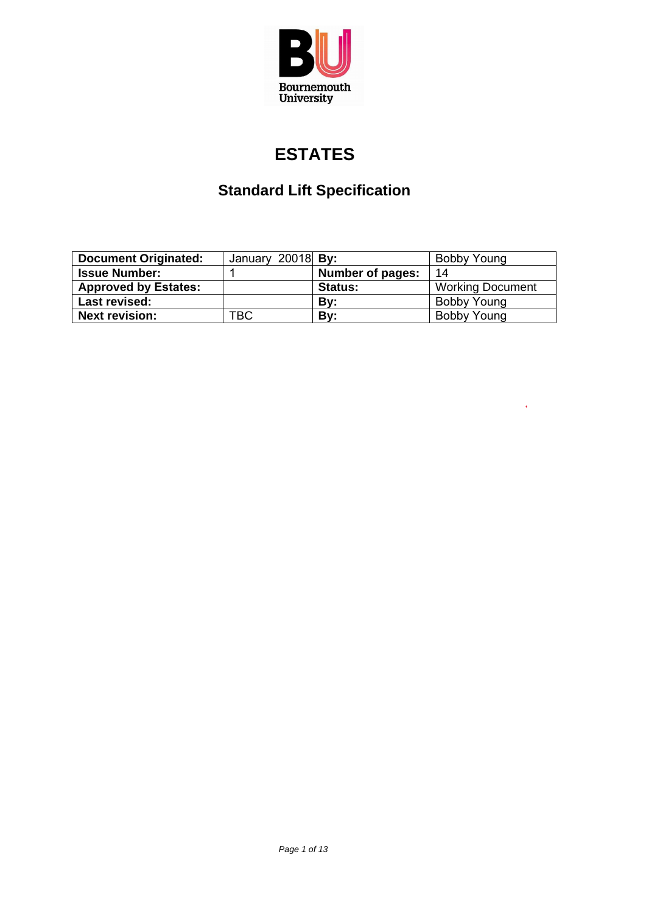Bournemouth University

# ESTATES

## Standard Lift Specification

| Document Originated: | January 20018 | By: | Bobby Young |
| --- | --- | --- | --- |
| Issue Number: | 1 | Number of pages: | 14 |
| Approved by Estates: | | Status: | Working Document |
| Last revised: | | By: | Bobby Young |
| Next revision: | TBC | By: | Bobby Young |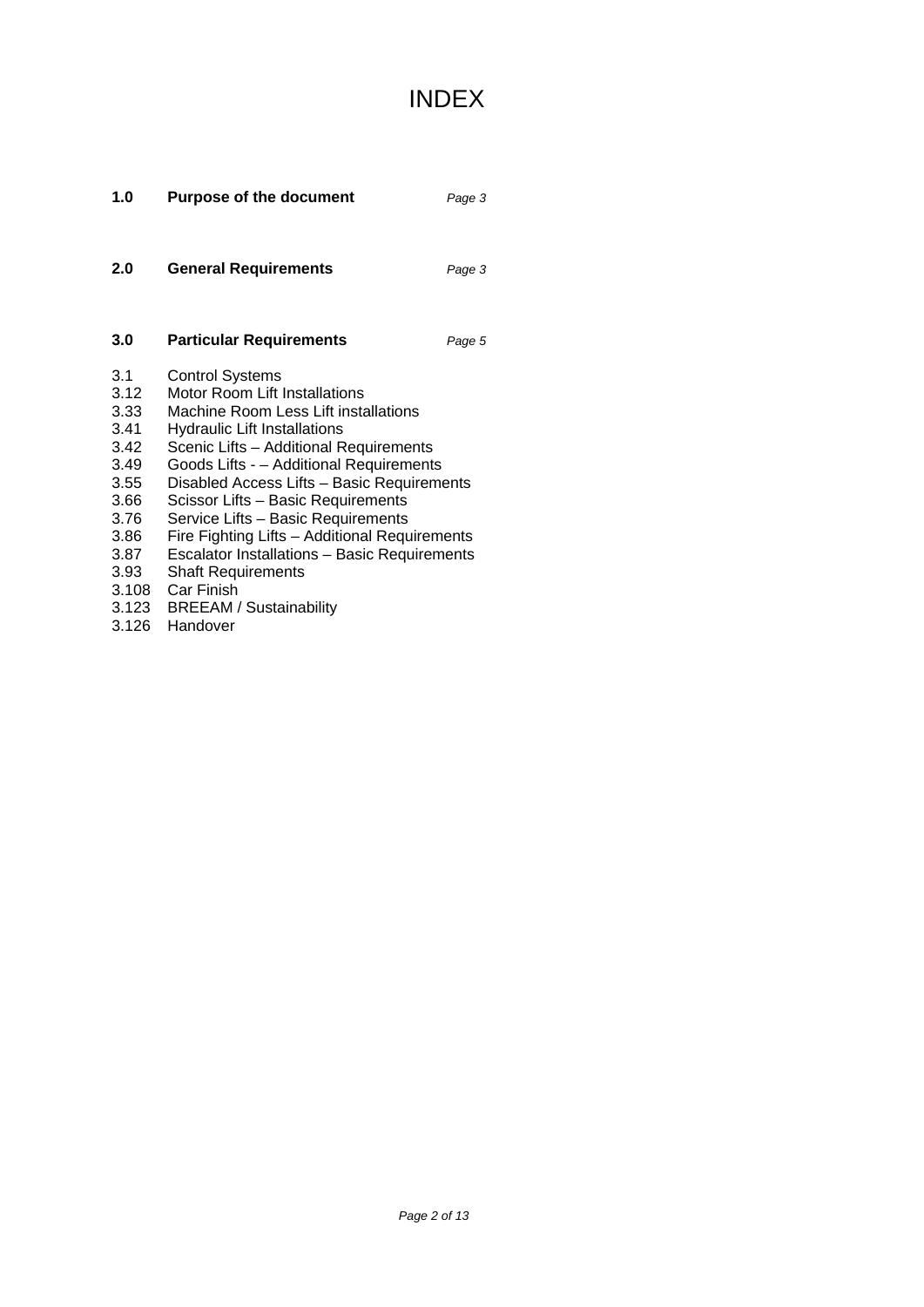# INDEX

| | | |
|---|---|---|
| **1.0** | **Purpose of the document** | *Page 3* |
| **2.0** | **General Requirements** | *Page 3* |
| **3.0** | **Particular Requirements** | *Page 5* |

3.1 Control Systems
3.12 Motor Room Lift Installations
3.33 Machine Room Less Lift installations
3.41 Hydraulic Lift Installations
3.42 Scenic Lifts – Additional Requirements
3.49 Goods Lifts - – Additional Requirements
3.55 Disabled Access Lifts – Basic Requirements
3.66 Scissor Lifts – Basic Requirements
3.76 Service Lifts – Basic Requirements
3.86 Fire Fighting Lifts – Additional Requirements
3.87 Escalator Installations – Basic Requirements
3.93 Shaft Requirements
3.108 Car Finish
3.123 BREEAM / Sustainability
3.126 Handover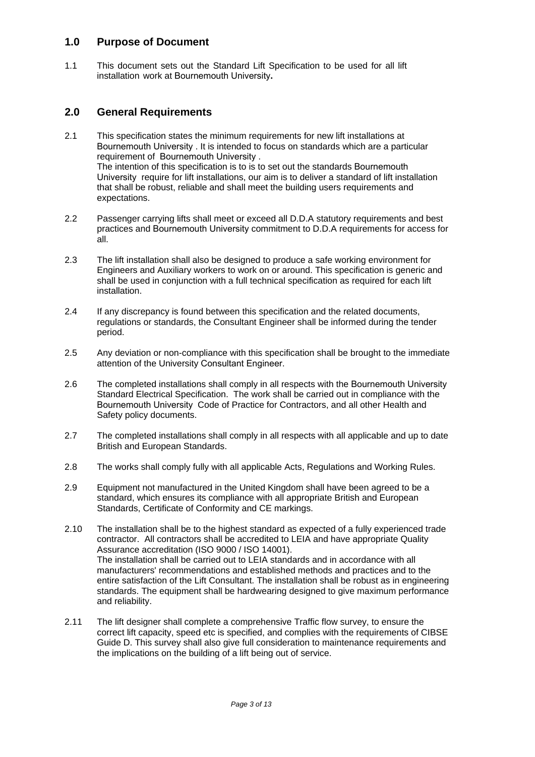## 1.0 Purpose of Document

1.1 This document sets out the Standard Lift Specification to be used for all lift installation work at Bournemouth University**.**

## 2.0 General Requirements

2.1 This specification states the minimum requirements for new lift installations at Bournemouth University . It is intended to focus on standards which are a particular requirement of Bournemouth University .
The intention of this specification is to is to set out the standards Bournemouth University require for lift installations, our aim is to deliver a standard of lift installation that shall be robust, reliable and shall meet the building users requirements and expectations.

2.2 Passenger carrying lifts shall meet or exceed all D.D.A statutory requirements and best practices and Bournemouth University commitment to D.D.A requirements for access for all.

2.3 The lift installation shall also be designed to produce a safe working environment for Engineers and Auxiliary workers to work on or around. This specification is generic and shall be used in conjunction with a full technical specification as required for each lift installation.

2.4 If any discrepancy is found between this specification and the related documents, regulations or standards, the Consultant Engineer shall be informed during the tender period.

2.5 Any deviation or non-compliance with this specification shall be brought to the immediate attention of the University Consultant Engineer.

2.6 The completed installations shall comply in all respects with the Bournemouth University Standard Electrical Specification. The work shall be carried out in compliance with the Bournemouth University Code of Practice for Contractors, and all other Health and Safety policy documents.

2.7 The completed installations shall comply in all respects with all applicable and up to date British and European Standards.

2.8 The works shall comply fully with all applicable Acts, Regulations and Working Rules.

2.9 Equipment not manufactured in the United Kingdom shall have been agreed to be a standard, which ensures its compliance with all appropriate British and European Standards, Certificate of Conformity and CE markings.

2.10 The installation shall be to the highest standard as expected of a fully experienced trade contractor. All contractors shall be accredited to LEIA and have appropriate Quality Assurance accreditation (ISO 9000 / ISO 14001).
The installation shall be carried out to LEIA standards and in accordance with all manufacturers' recommendations and established methods and practices and to the entire satisfaction of the Lift Consultant. The installation shall be robust as in engineering standards. The equipment shall be hardwearing designed to give maximum performance and reliability.

2.11 The lift designer shall complete a comprehensive Traffic flow survey, to ensure the correct lift capacity, speed etc is specified, and complies with the requirements of CIBSE Guide D. This survey shall also give full consideration to maintenance requirements and the implications on the building of a lift being out of service.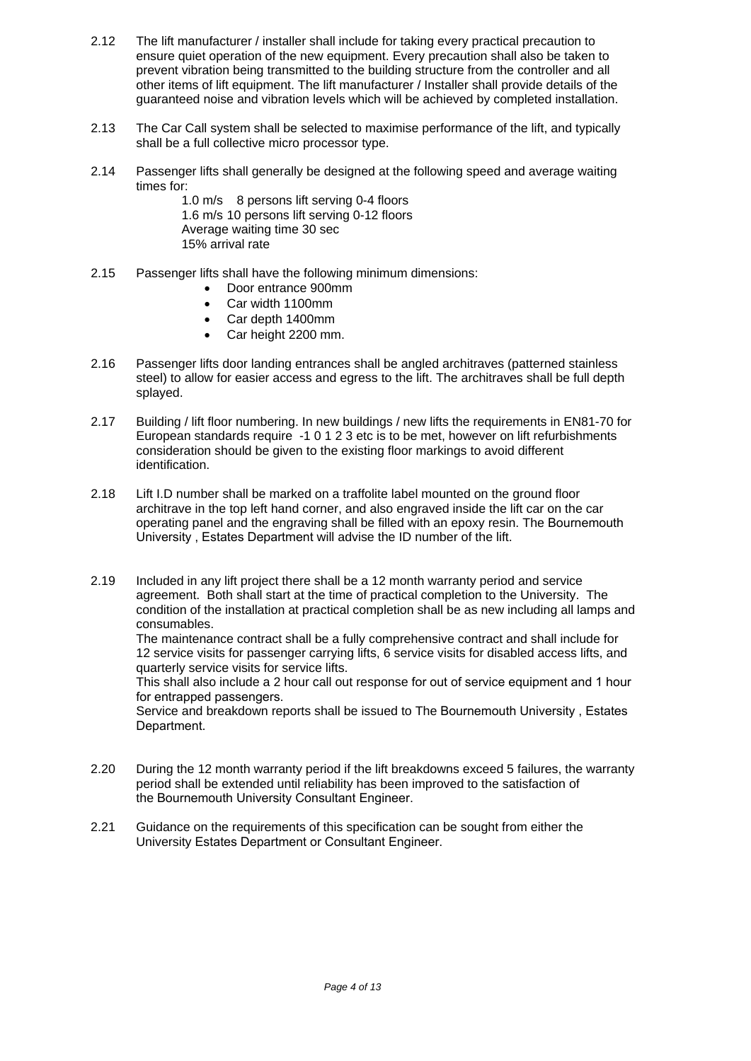2.12 The lift manufacturer / installer shall include for taking every practical precaution to ensure quiet operation of the new equipment. Every precaution shall also be taken to prevent vibration being transmitted to the building structure from the controller and all other items of lift equipment. The lift manufacturer / Installer shall provide details of the guaranteed noise and vibration levels which will be achieved by completed installation.

2.13 The Car Call system shall be selected to maximise performance of the lift, and typically shall be a full collective micro processor type.

2.14 Passenger lifts shall generally be designed at the following speed and average waiting times for:

1.0 m/s 8 persons lift serving 0-4 floors
1.6 m/s 10 persons lift serving 0-12 floors
Average waiting time 30 sec
15% arrival rate

2.15 Passenger lifts shall have the following minimum dimensions:

- Door entrance 900mm
- Car width 1100mm
- Car depth 1400mm
- Car height 2200 mm.

2.16 Passenger lifts door landing entrances shall be angled architraves (patterned stainless steel) to allow for easier access and egress to the lift. The architraves shall be full depth splayed.

2.17 Building / lift floor numbering. In new buildings / new lifts the requirements in EN81-70 for European standards require -1 0 1 2 3 etc is to be met, however on lift refurbishments consideration should be given to the existing floor markings to avoid different identification.

2.18 Lift I.D number shall be marked on a traffolite label mounted on the ground floor architrave in the top left hand corner, and also engraved inside the lift car on the car operating panel and the engraving shall be filled with an epoxy resin. The Bournemouth University , Estates Department will advise the ID number of the lift.

2.19 Included in any lift project there shall be a 12 month warranty period and service agreement. Both shall start at the time of practical completion to the University. The condition of the installation at practical completion shall be as new including all lamps and consumables.
The maintenance contract shall be a fully comprehensive contract and shall include for 12 service visits for passenger carrying lifts, 6 service visits for disabled access lifts, and quarterly service visits for service lifts.
This shall also include a 2 hour call out response for out of service equipment and 1 hour for entrapped passengers.
Service and breakdown reports shall be issued to The Bournemouth University , Estates Department.

2.20 During the 12 month warranty period if the lift breakdowns exceed 5 failures, the warranty period shall be extended until reliability has been improved to the satisfaction of the Bournemouth University Consultant Engineer.

2.21 Guidance on the requirements of this specification can be sought from either the University Estates Department or Consultant Engineer.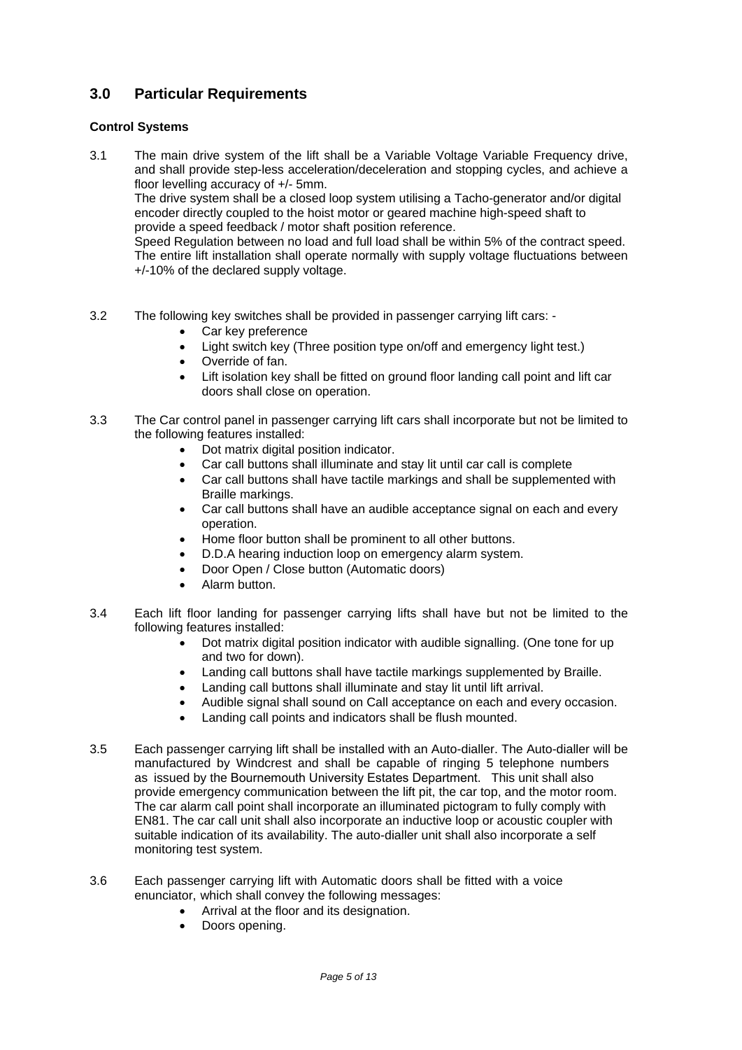## 3.0 Particular Requirements

### Control Systems

3.1 The main drive system of the lift shall be a Variable Voltage Variable Frequency drive, and shall provide step-less acceleration/deceleration and stopping cycles, and achieve a floor levelling accuracy of +/- 5mm.
The drive system shall be a closed loop system utilising a Tacho-generator and/or digital encoder directly coupled to the hoist motor or geared machine high-speed shaft to provide a speed feedback / motor shaft position reference.
Speed Regulation between no load and full load shall be within 5% of the contract speed. The entire lift installation shall operate normally with supply voltage fluctuations between +/-10% of the declared supply voltage.

3.2 The following key switches shall be provided in passenger carrying lift cars: -

- Car key preference
- Light switch key (Three position type on/off and emergency light test.)
- Override of fan.
- Lift isolation key shall be fitted on ground floor landing call point and lift car doors shall close on operation.

3.3 The Car control panel in passenger carrying lift cars shall incorporate but not be limited to the following features installed:

- Dot matrix digital position indicator.
- Car call buttons shall illuminate and stay lit until car call is complete
- Car call buttons shall have tactile markings and shall be supplemented with Braille markings.
- Car call buttons shall have an audible acceptance signal on each and every operation.
- Home floor button shall be prominent to all other buttons.
- D.D.A hearing induction loop on emergency alarm system.
- Door Open / Close button (Automatic doors)
- Alarm button.

3.4 Each lift floor landing for passenger carrying lifts shall have but not be limited to the following features installed:

- Dot matrix digital position indicator with audible signalling. (One tone for up and two for down).
- Landing call buttons shall have tactile markings supplemented by Braille.
- Landing call buttons shall illuminate and stay lit until lift arrival.
- Audible signal shall sound on Call acceptance on each and every occasion.
- Landing call points and indicators shall be flush mounted.

3.5 Each passenger carrying lift shall be installed with an Auto-dialler. The Auto-dialler will be manufactured by Windcrest and shall be capable of ringing 5 telephone numbers as issued by the Bournemouth University Estates Department. This unit shall also provide emergency communication between the lift pit, the car top, and the motor room. The car alarm call point shall incorporate an illuminated pictogram to fully comply with EN81. The car call unit shall also incorporate an inductive loop or acoustic coupler with suitable indication of its availability. The auto-dialler unit shall also incorporate a self monitoring test system.

3.6 Each passenger carrying lift with Automatic doors shall be fitted with a voice enunciator, which shall convey the following messages:

- Arrival at the floor and its designation.
- Doors opening.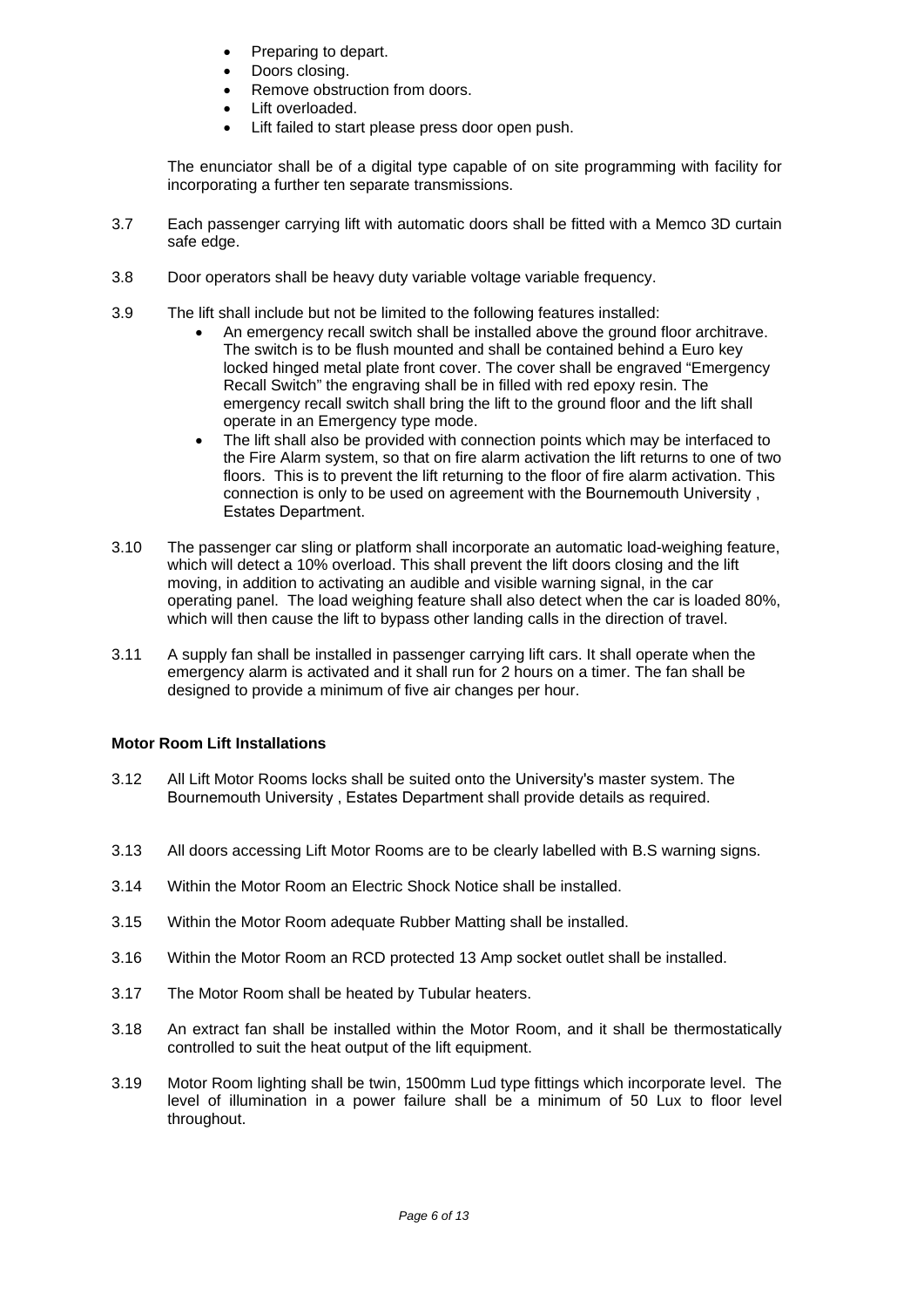- Preparing to depart.
- Doors closing.
- Remove obstruction from doors.
- Lift overloaded.
- Lift failed to start please press door open push.

The enunciator shall be of a digital type capable of on site programming with facility for incorporating a further ten separate transmissions.

3.7 Each passenger carrying lift with automatic doors shall be fitted with a Memco 3D curtain safe edge.

3.8 Door operators shall be heavy duty variable voltage variable frequency.

3.9 The lift shall include but not be limited to the following features installed:

- An emergency recall switch shall be installed above the ground floor architrave. The switch is to be flush mounted and shall be contained behind a Euro key locked hinged metal plate front cover. The cover shall be engraved "Emergency Recall Switch" the engraving shall be in filled with red epoxy resin. The emergency recall switch shall bring the lift to the ground floor and the lift shall operate in an Emergency type mode.
- The lift shall also be provided with connection points which may be interfaced to the Fire Alarm system, so that on fire alarm activation the lift returns to one of two floors. This is to prevent the lift returning to the floor of fire alarm activation. This connection is only to be used on agreement with the Bournemouth University , Estates Department.

3.10 The passenger car sling or platform shall incorporate an automatic load-weighing feature, which will detect a 10% overload. This shall prevent the lift doors closing and the lift moving, in addition to activating an audible and visible warning signal, in the car operating panel. The load weighing feature shall also detect when the car is loaded 80%, which will then cause the lift to bypass other landing calls in the direction of travel.

3.11 A supply fan shall be installed in passenger carrying lift cars. It shall operate when the emergency alarm is activated and it shall run for 2 hours on a timer. The fan shall be designed to provide a minimum of five air changes per hour.

**Motor Room Lift Installations**

3.12 All Lift Motor Rooms locks shall be suited onto the University's master system. The Bournemouth University , Estates Department shall provide details as required.

3.13 All doors accessing Lift Motor Rooms are to be clearly labelled with B.S warning signs.

3.14 Within the Motor Room an Electric Shock Notice shall be installed.

3.15 Within the Motor Room adequate Rubber Matting shall be installed.

3.16 Within the Motor Room an RCD protected 13 Amp socket outlet shall be installed.

3.17 The Motor Room shall be heated by Tubular heaters.

3.18 An extract fan shall be installed within the Motor Room, and it shall be thermostatically controlled to suit the heat output of the lift equipment.

3.19 Motor Room lighting shall be twin, 1500mm Lud type fittings which incorporate level. The level of illumination in a power failure shall be a minimum of 50 Lux to floor level throughout.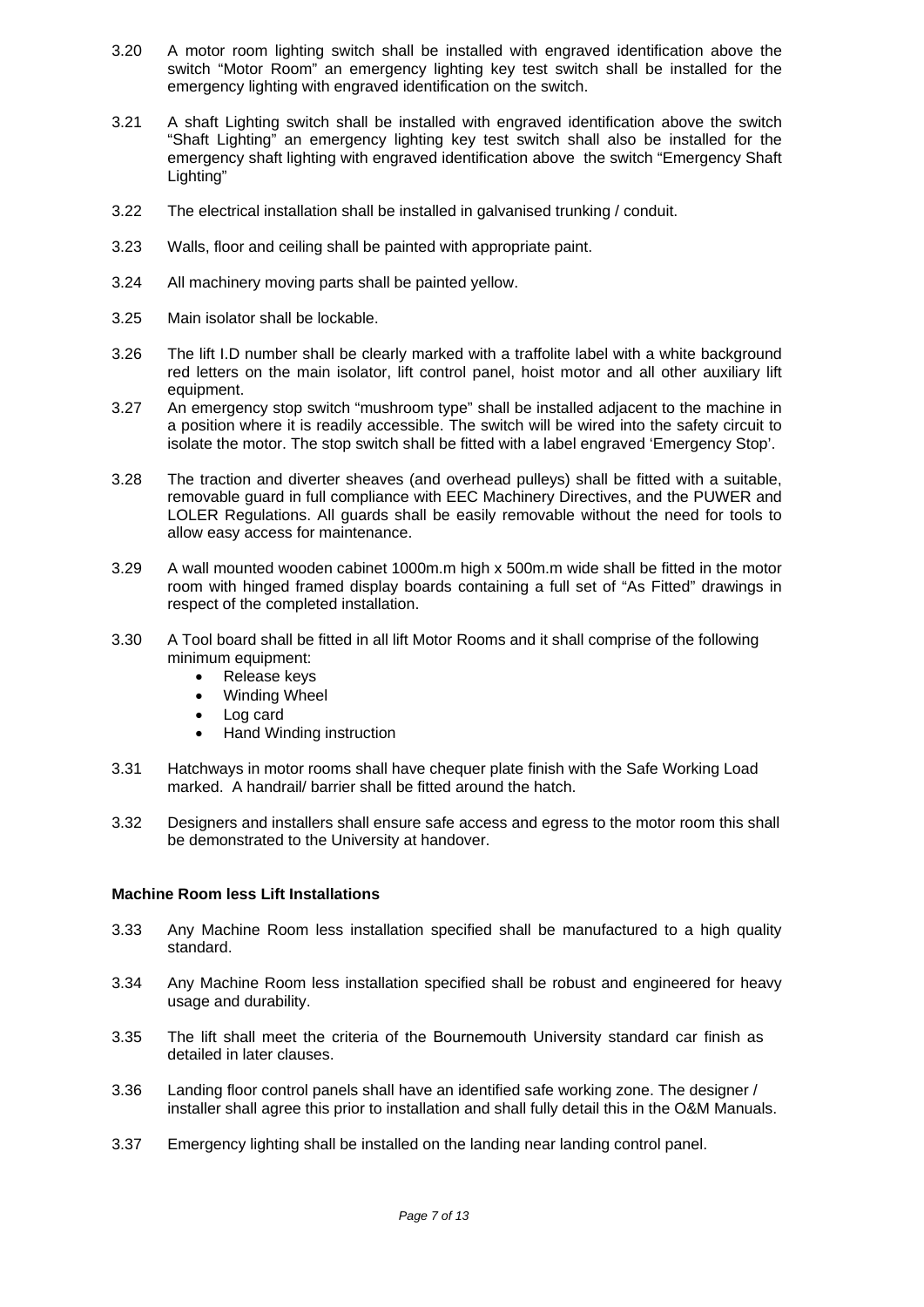3.20 A motor room lighting switch shall be installed with engraved identification above the switch "Motor Room" an emergency lighting key test switch shall be installed for the emergency lighting with engraved identification on the switch.

3.21 A shaft Lighting switch shall be installed with engraved identification above the switch "Shaft Lighting" an emergency lighting key test switch shall also be installed for the emergency shaft lighting with engraved identification above the switch "Emergency Shaft Lighting"

3.22 The electrical installation shall be installed in galvanised trunking / conduit.

3.23 Walls, floor and ceiling shall be painted with appropriate paint.

3.24 All machinery moving parts shall be painted yellow.

3.25 Main isolator shall be lockable.

3.26 The lift I.D number shall be clearly marked with a traffolite label with a white background red letters on the main isolator, lift control panel, hoist motor and all other auxiliary lift equipment.

3.27 An emergency stop switch "mushroom type" shall be installed adjacent to the machine in a position where it is readily accessible. The switch will be wired into the safety circuit to isolate the motor. The stop switch shall be fitted with a label engraved 'Emergency Stop'.

3.28 The traction and diverter sheaves (and overhead pulleys) shall be fitted with a suitable, removable guard in full compliance with EEC Machinery Directives, and the PUWER and LOLER Regulations. All guards shall be easily removable without the need for tools to allow easy access for maintenance.

3.29 A wall mounted wooden cabinet 1000m.m high x 500m.m wide shall be fitted in the motor room with hinged framed display boards containing a full set of "As Fitted" drawings in respect of the completed installation.

3.30 A Tool board shall be fitted in all lift Motor Rooms and it shall comprise of the following minimum equipment:

- Release keys
- Winding Wheel
- Log card
- Hand Winding instruction

3.31 Hatchways in motor rooms shall have chequer plate finish with the Safe Working Load marked. A handrail/ barrier shall be fitted around the hatch.

3.32 Designers and installers shall ensure safe access and egress to the motor room this shall be demonstrated to the University at handover.

**Machine Room less Lift Installations**

3.33 Any Machine Room less installation specified shall be manufactured to a high quality standard.

3.34 Any Machine Room less installation specified shall be robust and engineered for heavy usage and durability.

3.35 The lift shall meet the criteria of the Bournemouth University standard car finish as detailed in later clauses.

3.36 Landing floor control panels shall have an identified safe working zone. The designer / installer shall agree this prior to installation and shall fully detail this in the O&M Manuals.

3.37 Emergency lighting shall be installed on the landing near landing control panel.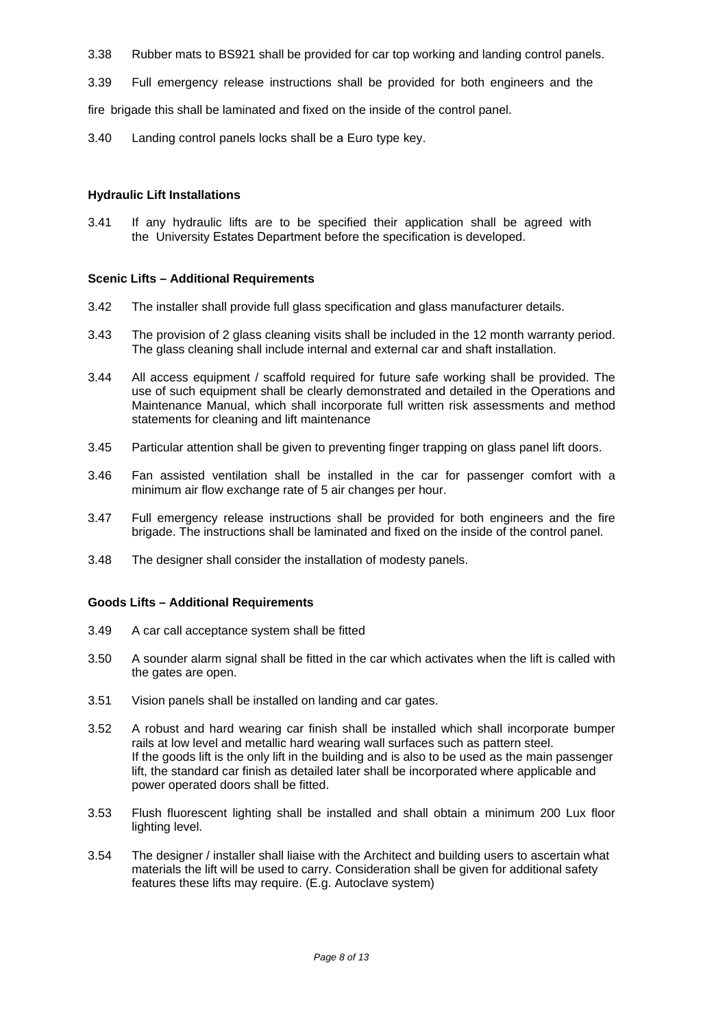3.38 Rubber mats to BS921 shall be provided for car top working and landing control panels.

3.39 Full emergency release instructions shall be provided for both engineers and the fire brigade this shall be laminated and fixed on the inside of the control panel.

3.40 Landing control panels locks shall be a Euro type key.

**Hydraulic Lift Installations**

3.41 If any hydraulic lifts are to be specified their application shall be agreed with the University Estates Department before the specification is developed.

**Scenic Lifts – Additional Requirements**

3.42 The installer shall provide full glass specification and glass manufacturer details.

3.43 The provision of 2 glass cleaning visits shall be included in the 12 month warranty period. The glass cleaning shall include internal and external car and shaft installation.

3.44 All access equipment / scaffold required for future safe working shall be provided. The use of such equipment shall be clearly demonstrated and detailed in the Operations and Maintenance Manual, which shall incorporate full written risk assessments and method statements for cleaning and lift maintenance

3.45 Particular attention shall be given to preventing finger trapping on glass panel lift doors.

3.46 Fan assisted ventilation shall be installed in the car for passenger comfort with a minimum air flow exchange rate of 5 air changes per hour.

3.47 Full emergency release instructions shall be provided for both engineers and the fire brigade. The instructions shall be laminated and fixed on the inside of the control panel.

3.48 The designer shall consider the installation of modesty panels.

**Goods Lifts – Additional Requirements**

3.49 A car call acceptance system shall be fitted

3.50 A sounder alarm signal shall be fitted in the car which activates when the lift is called with the gates are open.

3.51 Vision panels shall be installed on landing and car gates.

3.52 A robust and hard wearing car finish shall be installed which shall incorporate bumper rails at low level and metallic hard wearing wall surfaces such as pattern steel. If the goods lift is the only lift in the building and is also to be used as the main passenger lift, the standard car finish as detailed later shall be incorporated where applicable and power operated doors shall be fitted.

3.53 Flush fluorescent lighting shall be installed and shall obtain a minimum 200 Lux floor lighting level.

3.54 The designer / installer shall liaise with the Architect and building users to ascertain what materials the lift will be used to carry. Consideration shall be given for additional safety features these lifts may require. (E.g. Autoclave system)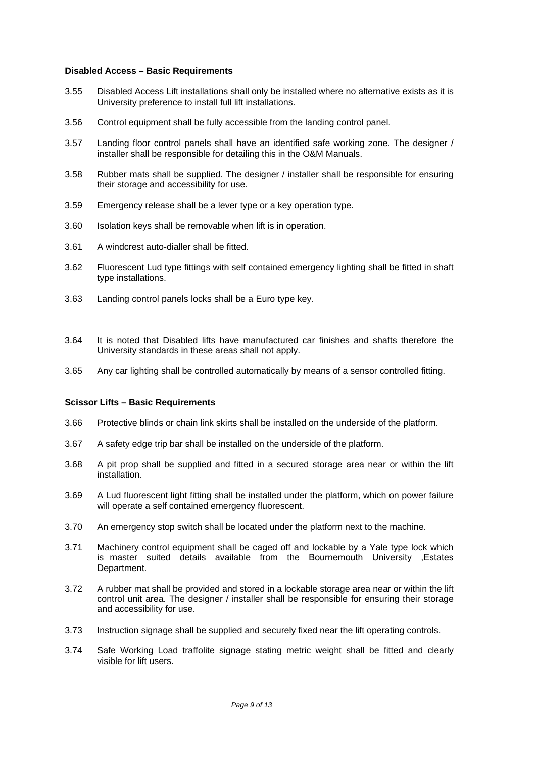**Disabled Access – Basic Requirements**

3.55 Disabled Access Lift installations shall only be installed where no alternative exists as it is University preference to install full lift installations.

3.56 Control equipment shall be fully accessible from the landing control panel.

3.57 Landing floor control panels shall have an identified safe working zone. The designer / installer shall be responsible for detailing this in the O&M Manuals.

3.58 Rubber mats shall be supplied. The designer / installer shall be responsible for ensuring their storage and accessibility for use.

3.59 Emergency release shall be a lever type or a key operation type.

3.60 Isolation keys shall be removable when lift is in operation.

3.61 A windcrest auto-dialler shall be fitted.

3.62 Fluorescent Lud type fittings with self contained emergency lighting shall be fitted in shaft type installations.

3.63 Landing control panels locks shall be a Euro type key.

3.64 It is noted that Disabled lifts have manufactured car finishes and shafts therefore the University standards in these areas shall not apply.

3.65 Any car lighting shall be controlled automatically by means of a sensor controlled fitting.

**Scissor Lifts – Basic Requirements**

3.66 Protective blinds or chain link skirts shall be installed on the underside of the platform.

3.67 A safety edge trip bar shall be installed on the underside of the platform.

3.68 A pit prop shall be supplied and fitted in a secured storage area near or within the lift installation.

3.69 A Lud fluorescent light fitting shall be installed under the platform, which on power failure will operate a self contained emergency fluorescent.

3.70 An emergency stop switch shall be located under the platform next to the machine.

3.71 Machinery control equipment shall be caged off and lockable by a Yale type lock which is master suited details available from the Bournemouth University ,Estates Department.

3.72 A rubber mat shall be provided and stored in a lockable storage area near or within the lift control unit area. The designer / installer shall be responsible for ensuring their storage and accessibility for use.

3.73 Instruction signage shall be supplied and securely fixed near the lift operating controls.

3.74 Safe Working Load traffolite signage stating metric weight shall be fitted and clearly visible for lift users.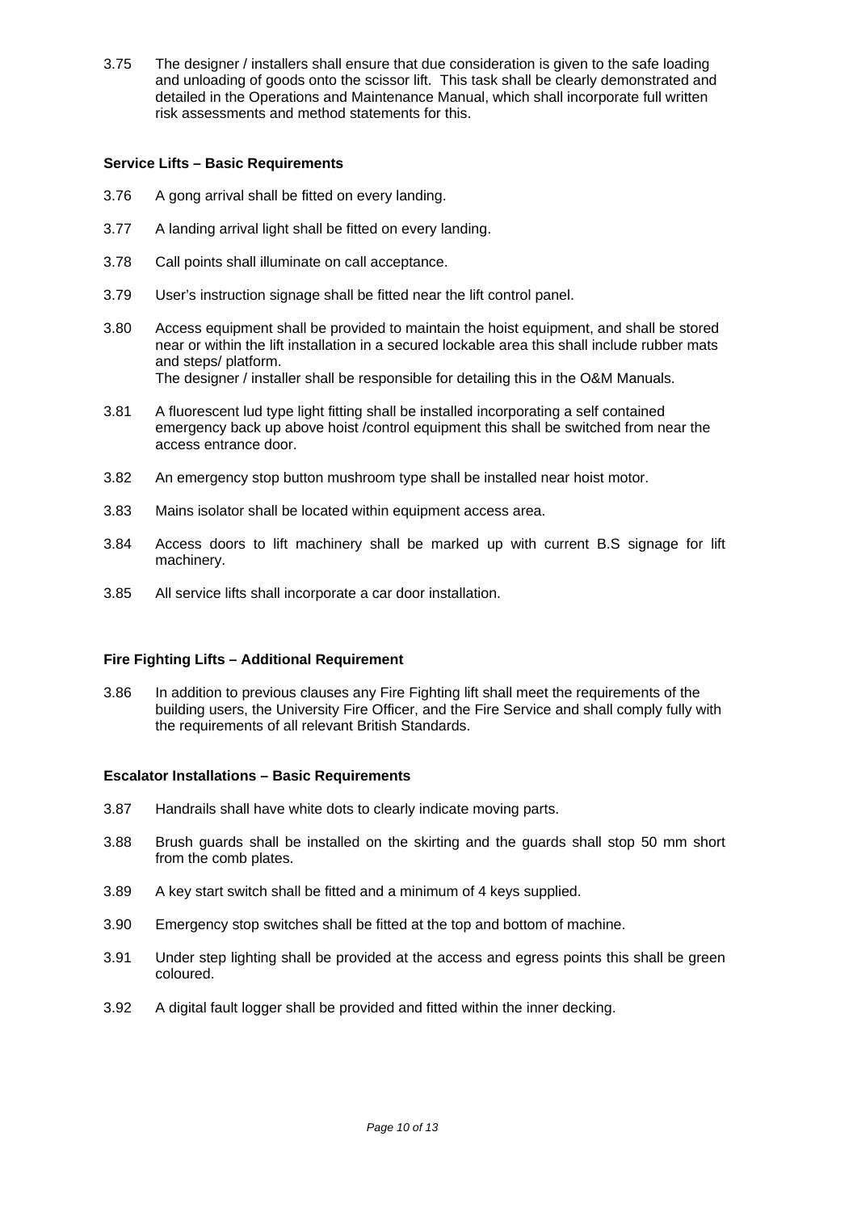3.75 The designer / installers shall ensure that due consideration is given to the safe loading and unloading of goods onto the scissor lift. This task shall be clearly demonstrated and detailed in the Operations and Maintenance Manual, which shall incorporate full written risk assessments and method statements for this.

**Service Lifts – Basic Requirements**

3.76 A gong arrival shall be fitted on every landing.

3.77 A landing arrival light shall be fitted on every landing.

3.78 Call points shall illuminate on call acceptance.

3.79 User's instruction signage shall be fitted near the lift control panel.

3.80 Access equipment shall be provided to maintain the hoist equipment, and shall be stored near or within the lift installation in a secured lockable area this shall include rubber mats and steps/ platform.
The designer / installer shall be responsible for detailing this in the O&M Manuals.

3.81 A fluorescent lud type light fitting shall be installed incorporating a self contained emergency back up above hoist /control equipment this shall be switched from near the access entrance door.

3.82 An emergency stop button mushroom type shall be installed near hoist motor.

3.83 Mains isolator shall be located within equipment access area.

3.84 Access doors to lift machinery shall be marked up with current B.S signage for lift machinery.

3.85 All service lifts shall incorporate a car door installation.

**Fire Fighting Lifts – Additional Requirement**

3.86 In addition to previous clauses any Fire Fighting lift shall meet the requirements of the building users, the University Fire Officer, and the Fire Service and shall comply fully with the requirements of all relevant British Standards.

**Escalator Installations – Basic Requirements**

3.87 Handrails shall have white dots to clearly indicate moving parts.

3.88 Brush guards shall be installed on the skirting and the guards shall stop 50 mm short from the comb plates.

3.89 A key start switch shall be fitted and a minimum of 4 keys supplied.

3.90 Emergency stop switches shall be fitted at the top and bottom of machine.

3.91 Under step lighting shall be provided at the access and egress points this shall be green coloured.

3.92 A digital fault logger shall be provided and fitted within the inner decking.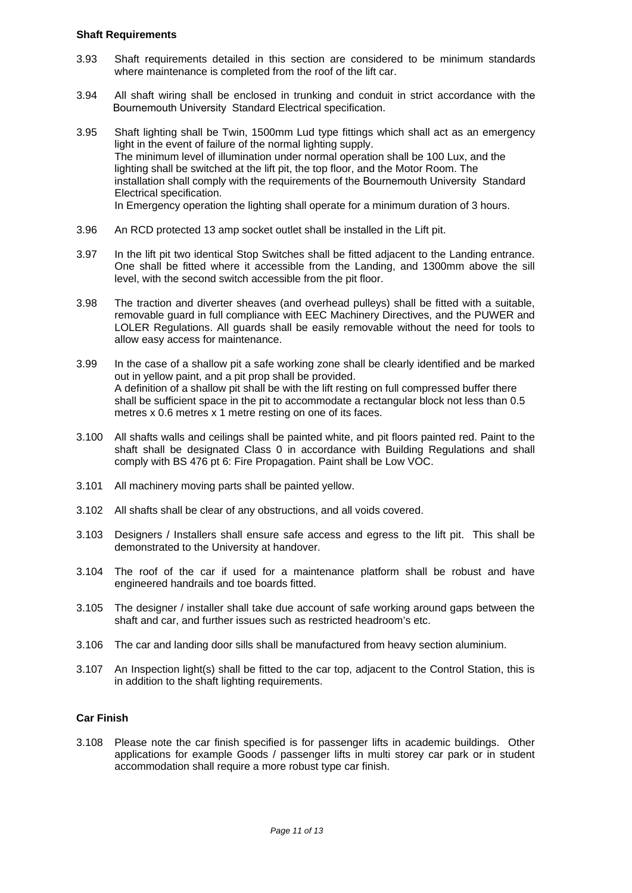**Shaft Requirements**

3.93 Shaft requirements detailed in this section are considered to be minimum standards where maintenance is completed from the roof of the lift car.

3.94 All shaft wiring shall be enclosed in trunking and conduit in strict accordance with the Bournemouth University Standard Electrical specification.

3.95 Shaft lighting shall be Twin, 1500mm Lud type fittings which shall act as an emergency light in the event of failure of the normal lighting supply.
The minimum level of illumination under normal operation shall be 100 Lux, and the lighting shall be switched at the lift pit, the top floor, and the Motor Room. The installation shall comply with the requirements of the Bournemouth University Standard Electrical specification.
In Emergency operation the lighting shall operate for a minimum duration of 3 hours.

3.96 An RCD protected 13 amp socket outlet shall be installed in the Lift pit.

3.97 In the lift pit two identical Stop Switches shall be fitted adjacent to the Landing entrance. One shall be fitted where it accessible from the Landing, and 1300mm above the sill level, with the second switch accessible from the pit floor.

3.98 The traction and diverter sheaves (and overhead pulleys) shall be fitted with a suitable, removable guard in full compliance with EEC Machinery Directives, and the PUWER and LOLER Regulations. All guards shall be easily removable without the need for tools to allow easy access for maintenance.

3.99 In the case of a shallow pit a safe working zone shall be clearly identified and be marked out in yellow paint, and a pit prop shall be provided.
A definition of a shallow pit shall be with the lift resting on full compressed buffer there shall be sufficient space in the pit to accommodate a rectangular block not less than 0.5 metres x 0.6 metres x 1 metre resting on one of its faces.

3.100 All shafts walls and ceilings shall be painted white, and pit floors painted red. Paint to the shaft shall be designated Class 0 in accordance with Building Regulations and shall comply with BS 476 pt 6: Fire Propagation. Paint shall be Low VOC.

3.101 All machinery moving parts shall be painted yellow.

3.102 All shafts shall be clear of any obstructions, and all voids covered.

3.103 Designers / Installers shall ensure safe access and egress to the lift pit. This shall be demonstrated to the University at handover.

3.104 The roof of the car if used for a maintenance platform shall be robust and have engineered handrails and toe boards fitted.

3.105 The designer / installer shall take due account of safe working around gaps between the shaft and car, and further issues such as restricted headroom's etc.

3.106 The car and landing door sills shall be manufactured from heavy section aluminium.

3.107 An Inspection light(s) shall be fitted to the car top, adjacent to the Control Station, this is in addition to the shaft lighting requirements.

**Car Finish**

3.108 Please note the car finish specified is for passenger lifts in academic buildings. Other applications for example Goods / passenger lifts in multi storey car park or in student accommodation shall require a more robust type car finish.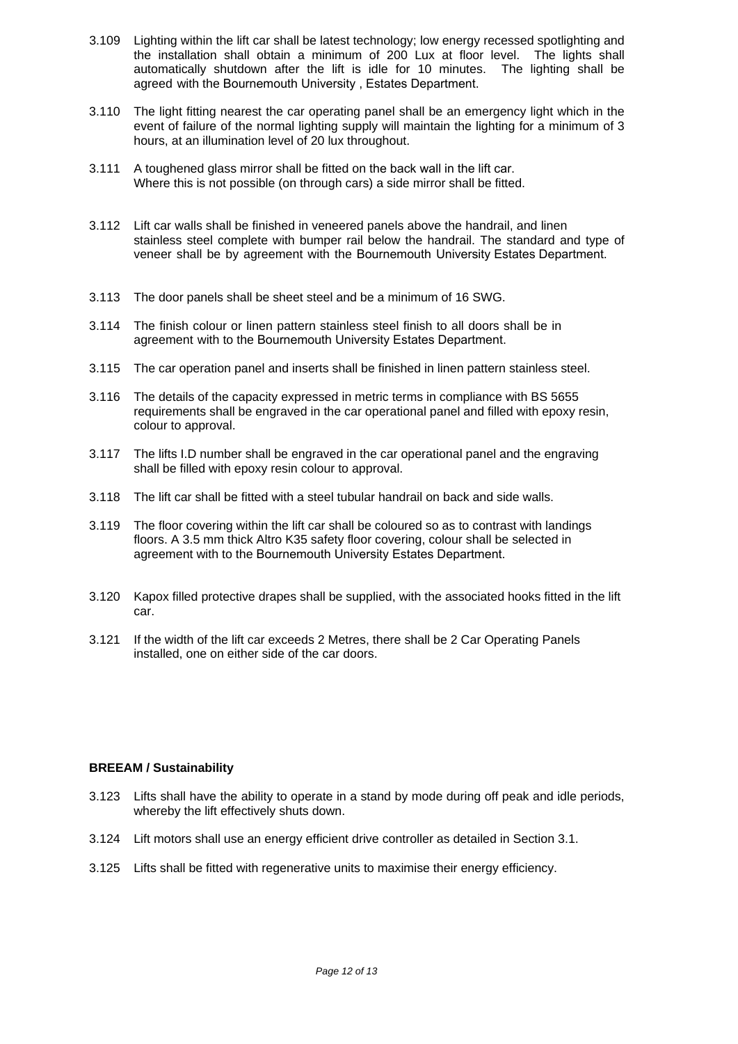3.109 Lighting within the lift car shall be latest technology; low energy recessed spotlighting and the installation shall obtain a minimum of 200 Lux at floor level. The lights shall automatically shutdown after the lift is idle for 10 minutes. The lighting shall be agreed with the Bournemouth University , Estates Department.

3.110 The light fitting nearest the car operating panel shall be an emergency light which in the event of failure of the normal lighting supply will maintain the lighting for a minimum of 3 hours, at an illumination level of 20 lux throughout.

3.111 A toughened glass mirror shall be fitted on the back wall in the lift car. Where this is not possible (on through cars) a side mirror shall be fitted.

3.112 Lift car walls shall be finished in veneered panels above the handrail, and linen stainless steel complete with bumper rail below the handrail. The standard and type of veneer shall be by agreement with the Bournemouth University Estates Department.

3.113 The door panels shall be sheet steel and be a minimum of 16 SWG.

3.114 The finish colour or linen pattern stainless steel finish to all doors shall be in agreement with to the Bournemouth University Estates Department.

3.115 The car operation panel and inserts shall be finished in linen pattern stainless steel.

3.116 The details of the capacity expressed in metric terms in compliance with BS 5655 requirements shall be engraved in the car operational panel and filled with epoxy resin, colour to approval.

3.117 The lifts I.D number shall be engraved in the car operational panel and the engraving shall be filled with epoxy resin colour to approval.

3.118 The lift car shall be fitted with a steel tubular handrail on back and side walls.

3.119 The floor covering within the lift car shall be coloured so as to contrast with landings floors. A 3.5 mm thick Altro K35 safety floor covering, colour shall be selected in agreement with to the Bournemouth University Estates Department.

3.120 Kapox filled protective drapes shall be supplied, with the associated hooks fitted in the lift car.

3.121 If the width of the lift car exceeds 2 Metres, there shall be 2 Car Operating Panels installed, one on either side of the car doors.

**BREEAM / Sustainability**

3.123 Lifts shall have the ability to operate in a stand by mode during off peak and idle periods, whereby the lift effectively shuts down.

3.124 Lift motors shall use an energy efficient drive controller as detailed in Section 3.1.

3.125 Lifts shall be fitted with regenerative units to maximise their energy efficiency.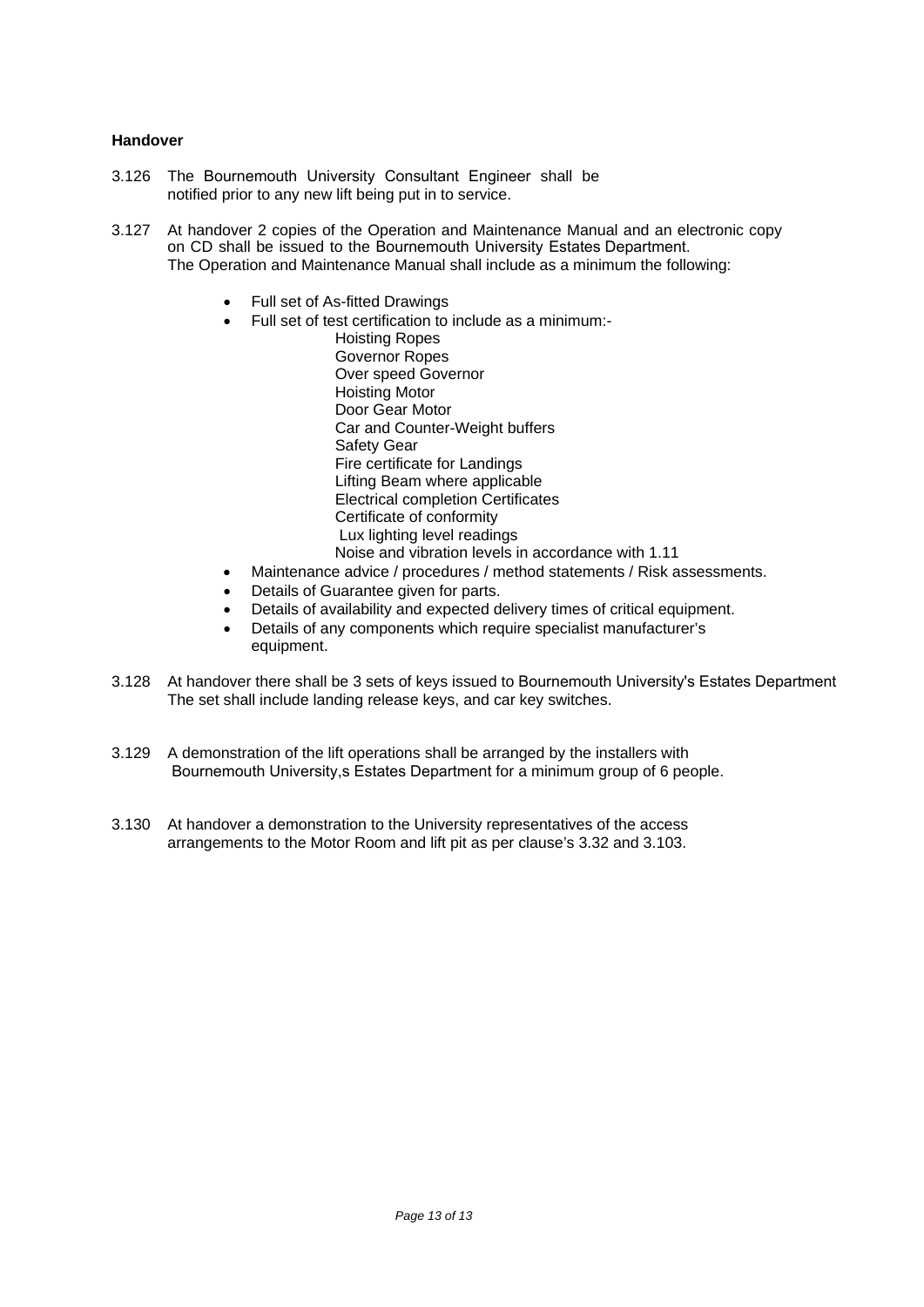**Handover**

3.126 The Bournemouth University Consultant Engineer shall be notified prior to any new lift being put in to service.

3.127 At handover 2 copies of the Operation and Maintenance Manual and an electronic copy on CD shall be issued to the Bournemouth University Estates Department. The Operation and Maintenance Manual shall include as a minimum the following:

- Full set of As-fitted Drawings
- Full set of test certification to include as a minimum:-
  - Hoisting Ropes
  - Governor Ropes
  - Over speed Governor
  - Hoisting Motor
  - Door Gear Motor
  - Car and Counter-Weight buffers
  - Safety Gear
  - Fire certificate for Landings
  - Lifting Beam where applicable
  - Electrical completion Certificates
  - Certificate of conformity
  - Lux lighting level readings
  - Noise and vibration levels in accordance with 1.11
- Maintenance advice / procedures / method statements / Risk assessments.
- Details of Guarantee given for parts.
- Details of availability and expected delivery times of critical equipment.
- Details of any components which require specialist manufacturer's equipment.

3.128 At handover there shall be 3 sets of keys issued to Bournemouth University's Estates Department The set shall include landing release keys, and car key switches.

3.129 A demonstration of the lift operations shall be arranged by the installers with Bournemouth University,s Estates Department for a minimum group of 6 people.

3.130 At handover a demonstration to the University representatives of the access arrangements to the Motor Room and lift pit as per clause's 3.32 and 3.103.